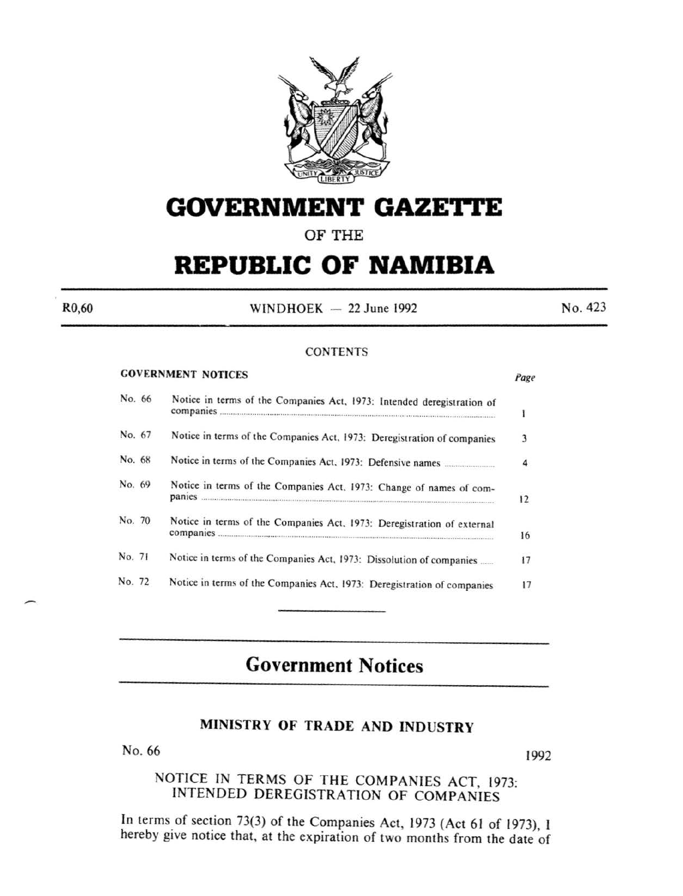# GOVERNMENT GAZETTE

OF THE

# REPUBLIC OF NAMIBIA

R0,60 WINDHOEK — 22 June 1992 No. 423

CONTENTS

**GOVERNMENT NOTICES**

| | | Page |
|---|---|---|
| No. 66 | Notice in terms of the Companies Act, 1973: Intended deregistration of companies | 1 |
| No. 67 | Notice in terms of the Companies Act, 1973: Deregistration of companies | 3 |
| No. 68 | Notice in terms of the Companies Act, 1973: Defensive names | 4 |
| No. 69 | Notice in terms of the Companies Act, 1973: Change of names of companies | 12 |
| No. 70 | Notice in terms of the Companies Act, 1973: Deregistration of external companies | 16 |
| No. 71 | Notice in terms of the Companies Act, 1973: Dissolution of companies | 17 |
| No. 72 | Notice in terms of the Companies Act, 1973: Deregistration of companies | 17 |

## Government Notices

### MINISTRY OF TRADE AND INDUSTRY

No. 66 1992

NOTICE IN TERMS OF THE COMPANIES ACT, 1973: INTENDED DEREGISTRATION OF COMPANIES

In terms of section 73(3) of the Companies Act, 1973 (Act 61 of 1973), I hereby give notice that, at the expiration of two months from the date of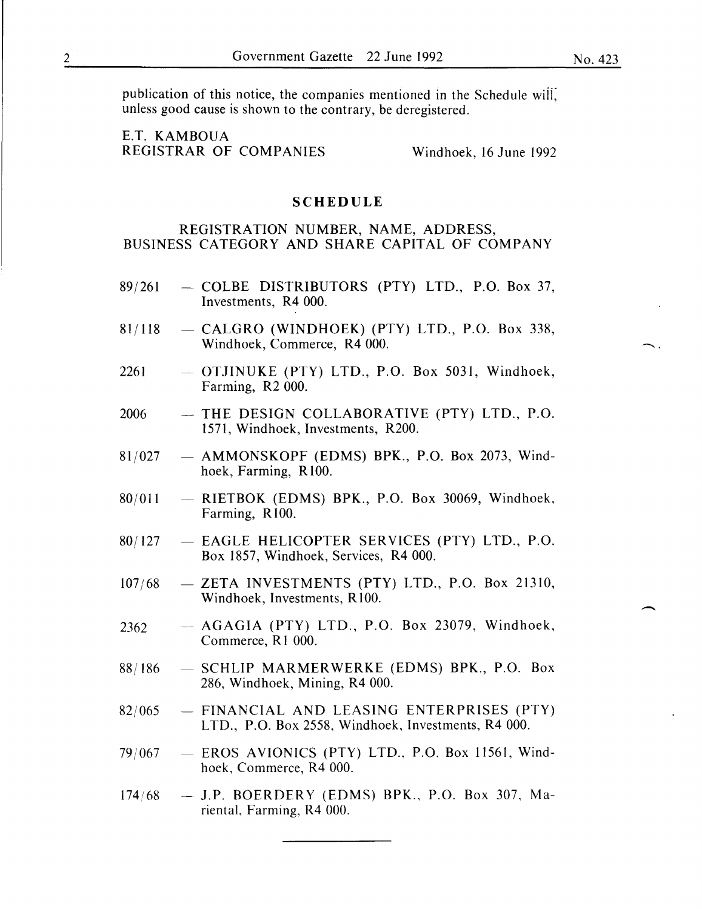publication of this notice, the companies mentioned in the Schedule will, unless good cause is shown to the contrary, be deregistered.

E.T. KAMBOUA
REGISTRAR OF COMPANIES

Windhoek, 16 June 1992

## SCHEDULE

### REGISTRATION NUMBER, NAME, ADDRESS, BUSINESS CATEGORY AND SHARE CAPITAL OF COMPANY

89/261 — COLBE DISTRIBUTORS (PTY) LTD., P.O. Box 37, Investments, R4 000.

81/118 — CALGRO (WINDHOEK) (PTY) LTD., P.O. Box 338, Windhoek, Commerce, R4 000.

2261 — OTJINUKE (PTY) LTD., P.O. Box 5031, Windhoek, Farming, R2 000.

2006 — THE DESIGN COLLABORATIVE (PTY) LTD., P.O. 1571, Windhoek, Investments, R200.

81/027 — AMMONSKOPF (EDMS) BPK., P.O. Box 2073, Windhoek, Farming, R100.

80/011 — RIETBOK (EDMS) BPK., P.O. Box 30069, Windhoek, Farming, R100.

80/127 — EAGLE HELICOPTER SERVICES (PTY) LTD., P.O. Box 1857, Windhoek, Services, R4 000.

107/68 — ZETA INVESTMENTS (PTY) LTD., P.O. Box 21310, Windhoek, Investments, R100.

2362 — AGAGIA (PTY) LTD., P.O. Box 23079, Windhoek, Commerce, R1 000.

88/186 — SCHLIP MARMERWERKE (EDMS) BPK., P.O. Box 286, Windhoek, Mining, R4 000.

82/065 — FINANCIAL AND LEASING ENTERPRISES (PTY) LTD., P.O. Box 2558, Windhoek, Investments, R4 000.

79/067 — EROS AVIONICS (PTY) LTD., P.O. Box 11561, Windhoek, Commerce, R4 000.

174/68 — J.P. BOERDERY (EDMS) BPK., P.O. Box 307, Mariental, Farming, R4 000.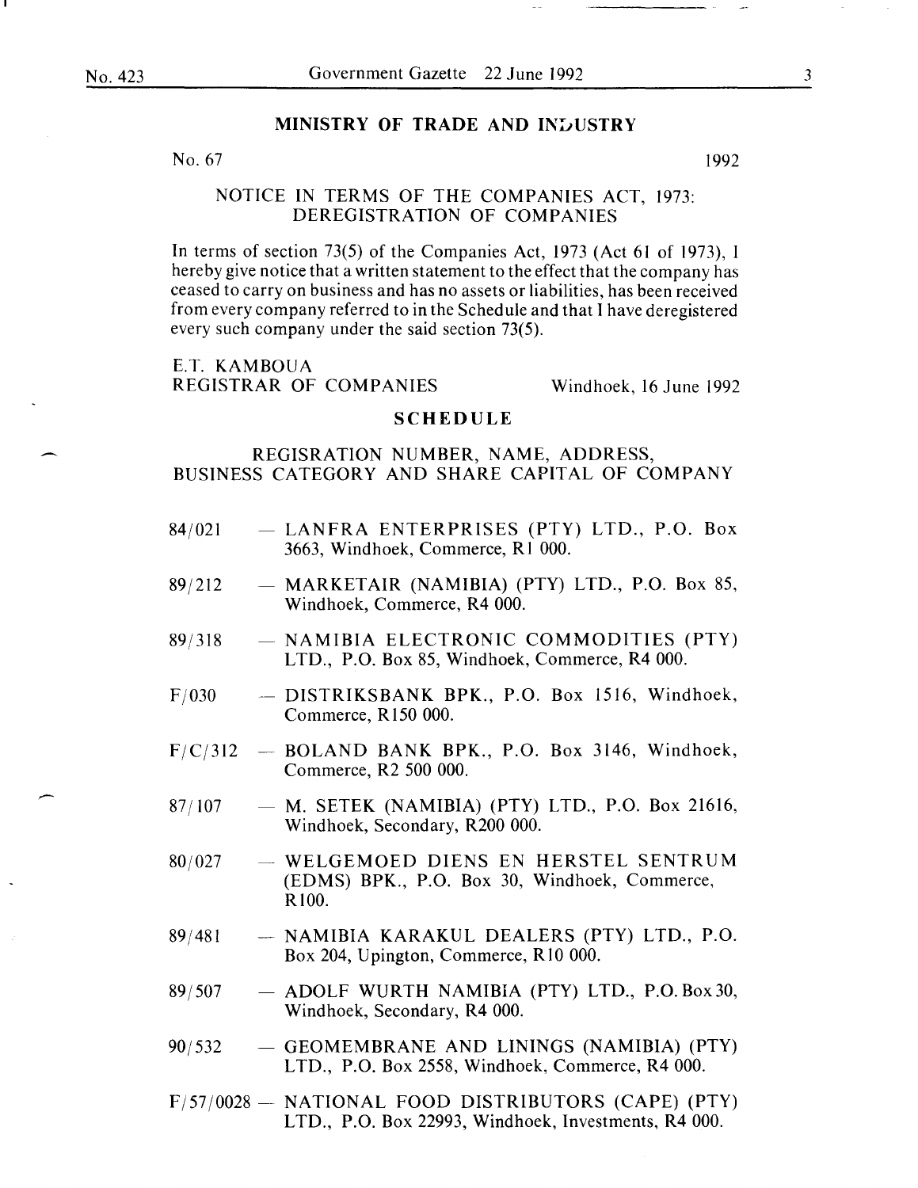## MINISTRY OF TRADE AND INDUSTRY

No. 67 1992

### NOTICE IN TERMS OF THE COMPANIES ACT, 1973: DEREGISTRATION OF COMPANIES

In terms of section 73(5) of the Companies Act, 1973 (Act 61 of 1973), I hereby give notice that a written statement to the effect that the company has ceased to carry on business and has no assets or liabilities, has been received from every company referred to in the Schedule and that I have deregistered every such company under the said section 73(5).

E.T. KAMBOUA
REGISTRAR OF COMPANIES Windhoek, 16 June 1992

### SCHEDULE

REGISRATION NUMBER, NAME, ADDRESS, BUSINESS CATEGORY AND SHARE CAPITAL OF COMPANY

84/021 — LANFRA ENTERPRISES (PTY) LTD., P.O. Box 3663, Windhoek, Commerce, R1 000.

89/212 — MARKETAIR (NAMIBIA) (PTY) LTD., P.O. Box 85, Windhoek, Commerce, R4 000.

89/318 — NAMIBIA ELECTRONIC COMMODITIES (PTY) LTD., P.O. Box 85, Windhoek, Commerce, R4 000.

F/030 — DISTRIKSBANK BPK., P.O. Box 1516, Windhoek, Commerce, R150 000.

F/C/312 — BOLAND BANK BPK., P.O. Box 3146, Windhoek, Commerce, R2 500 000.

87/107 — M. SETEK (NAMIBIA) (PTY) LTD., P.O. Box 21616, Windhoek, Secondary, R200 000.

80/027 — WELGEMOED DIENS EN HERSTEL SENTRUM (EDMS) BPK., P.O. Box 30, Windhoek, Commerce, R100.

89/481 — NAMIBIA KARAKUL DEALERS (PTY) LTD., P.O. Box 204, Upington, Commerce, R10 000.

89/507 — ADOLF WURTH NAMIBIA (PTY) LTD., P.O. Box 30, Windhoek, Secondary, R4 000.

90/532 — GEOMEMBRANE AND LININGS (NAMIBIA) (PTY) LTD., P.O. Box 2558, Windhoek, Commerce, R4 000.

F/57/0028 — NATIONAL FOOD DISTRIBUTORS (CAPE) (PTY) LTD., P.O. Box 22993, Windhoek, Investments, R4 000.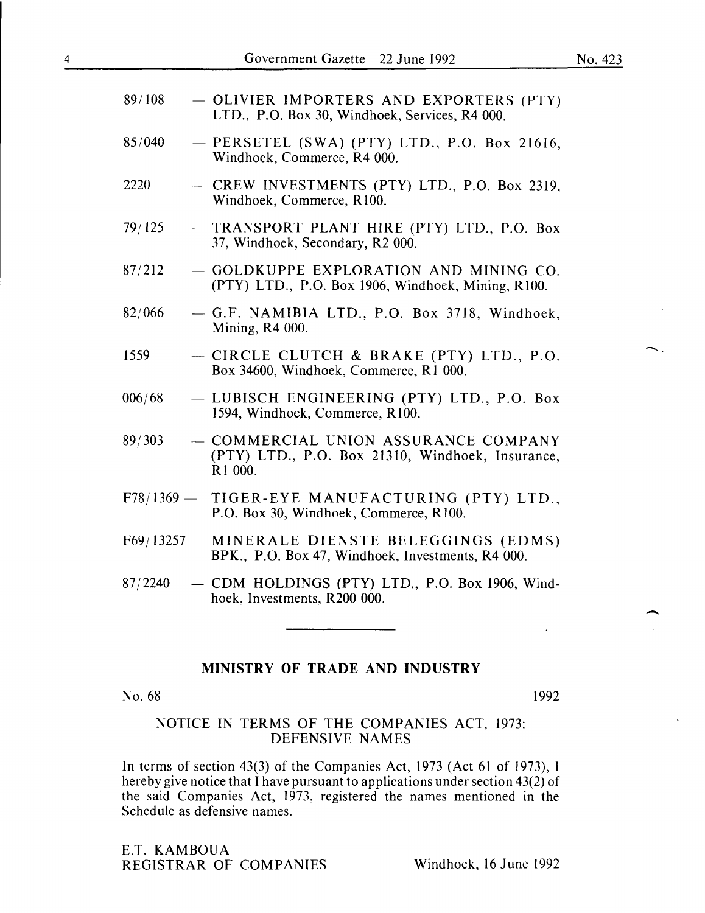89/108 — OLIVIER IMPORTERS AND EXPORTERS (PTY) LTD., P.O. Box 30, Windhoek, Services, R4 000.

85/040 — PERSETEL (SWA) (PTY) LTD., P.O. Box 21616, Windhoek, Commerce, R4 000.

2220 — CREW INVESTMENTS (PTY) LTD., P.O. Box 2319, Windhoek, Commerce, R100.

79/125 — TRANSPORT PLANT HIRE (PTY) LTD., P.O. Box 37, Windhoek, Secondary, R2 000.

87/212 — GOLDKUPPE EXPLORATION AND MINING CO. (PTY) LTD., P.O. Box 1906, Windhoek, Mining, R100.

82/066 — G.F. NAMIBIA LTD., P.O. Box 3718, Windhoek, Mining, R4 000.

1559 — CIRCLE CLUTCH & BRAKE (PTY) LTD., P.O. Box 34600, Windhoek, Commerce, R1 000.

006/68 — LUBISCH ENGINEERING (PTY) LTD., P.O. Box 1594, Windhoek, Commerce, R100.

89/303 — COMMERCIAL UNION ASSURANCE COMPANY (PTY) LTD., P.O. Box 21310, Windhoek, Insurance, R1 000.

F78/1369 — TIGER-EYE MANUFACTURING (PTY) LTD., P.O. Box 30, Windhoek, Commerce, R100.

F69/13257 — MINERALE DIENSTE BELEGGINGS (EDMS) BPK., P.O. Box 47, Windhoek, Investments, R4 000.

87/2240 — CDM HOLDINGS (PTY) LTD., P.O. Box 1906, Windhoek, Investments, R200 000.

---

## MINISTRY OF TRADE AND INDUSTRY

No. 68 1992

### NOTICE IN TERMS OF THE COMPANIES ACT, 1973: DEFENSIVE NAMES

In terms of section 43(3) of the Companies Act, 1973 (Act 61 of 1973), I hereby give notice that I have pursuant to applications under section 43(2) of the said Companies Act, 1973, registered the names mentioned in the Schedule as defensive names.

E.T. KAMBOUA
REGISTRAR OF COMPANIES

Windhoek, 16 June 1992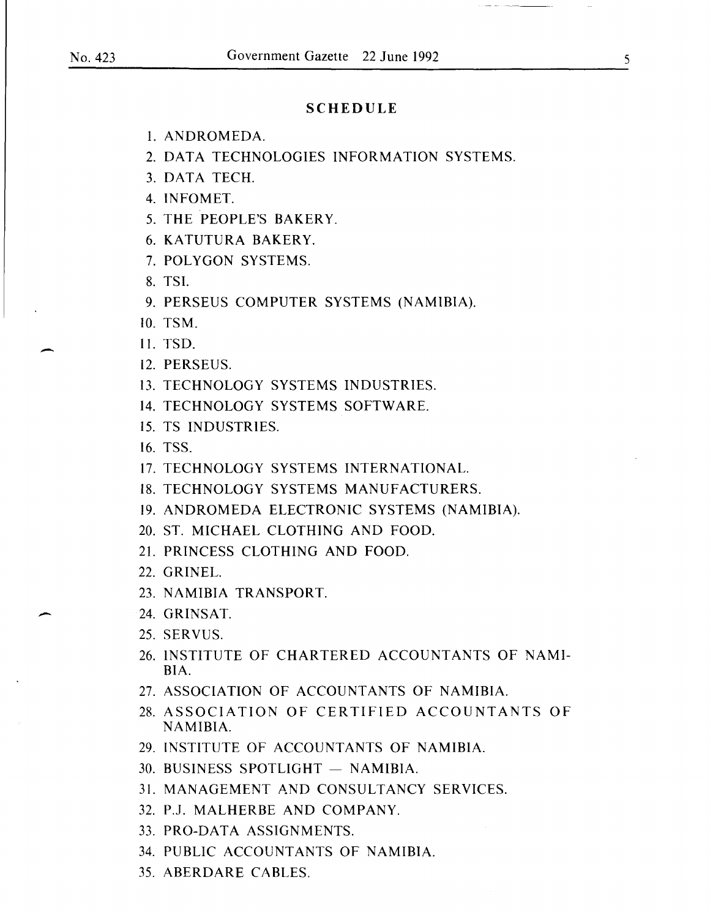## SCHEDULE

1. ANDROMEDA.
2. DATA TECHNOLOGIES INFORMATION SYSTEMS.
3. DATA TECH.
4. INFOMET.
5. THE PEOPLE'S BAKERY.
6. KATUTURA BAKERY.
7. POLYGON SYSTEMS.
8. TSI.
9. PERSEUS COMPUTER SYSTEMS (NAMIBIA).
10. TSM.
11. TSD.
12. PERSEUS.
13. TECHNOLOGY SYSTEMS INDUSTRIES.
14. TECHNOLOGY SYSTEMS SOFTWARE.
15. TS INDUSTRIES.
16. TSS.
17. TECHNOLOGY SYSTEMS INTERNATIONAL.
18. TECHNOLOGY SYSTEMS MANUFACTURERS.
19. ANDROMEDA ELECTRONIC SYSTEMS (NAMIBIA).
20. ST. MICHAEL CLOTHING AND FOOD.
21. PRINCESS CLOTHING AND FOOD.
22. GRINEL.
23. NAMIBIA TRANSPORT.
24. GRINSAT.
25. SERVUS.
26. INSTITUTE OF CHARTERED ACCOUNTANTS OF NAMIBIA.
27. ASSOCIATION OF ACCOUNTANTS OF NAMIBIA.
28. ASSOCIATION OF CERTIFIED ACCOUNTANTS OF NAMIBIA.
29. INSTITUTE OF ACCOUNTANTS OF NAMIBIA.
30. BUSINESS SPOTLIGHT — NAMIBIA.
31. MANAGEMENT AND CONSULTANCY SERVICES.
32. P.J. MALHERBE AND COMPANY.
33. PRO-DATA ASSIGNMENTS.
34. PUBLIC ACCOUNTANTS OF NAMIBIA.
35. ABERDARE CABLES.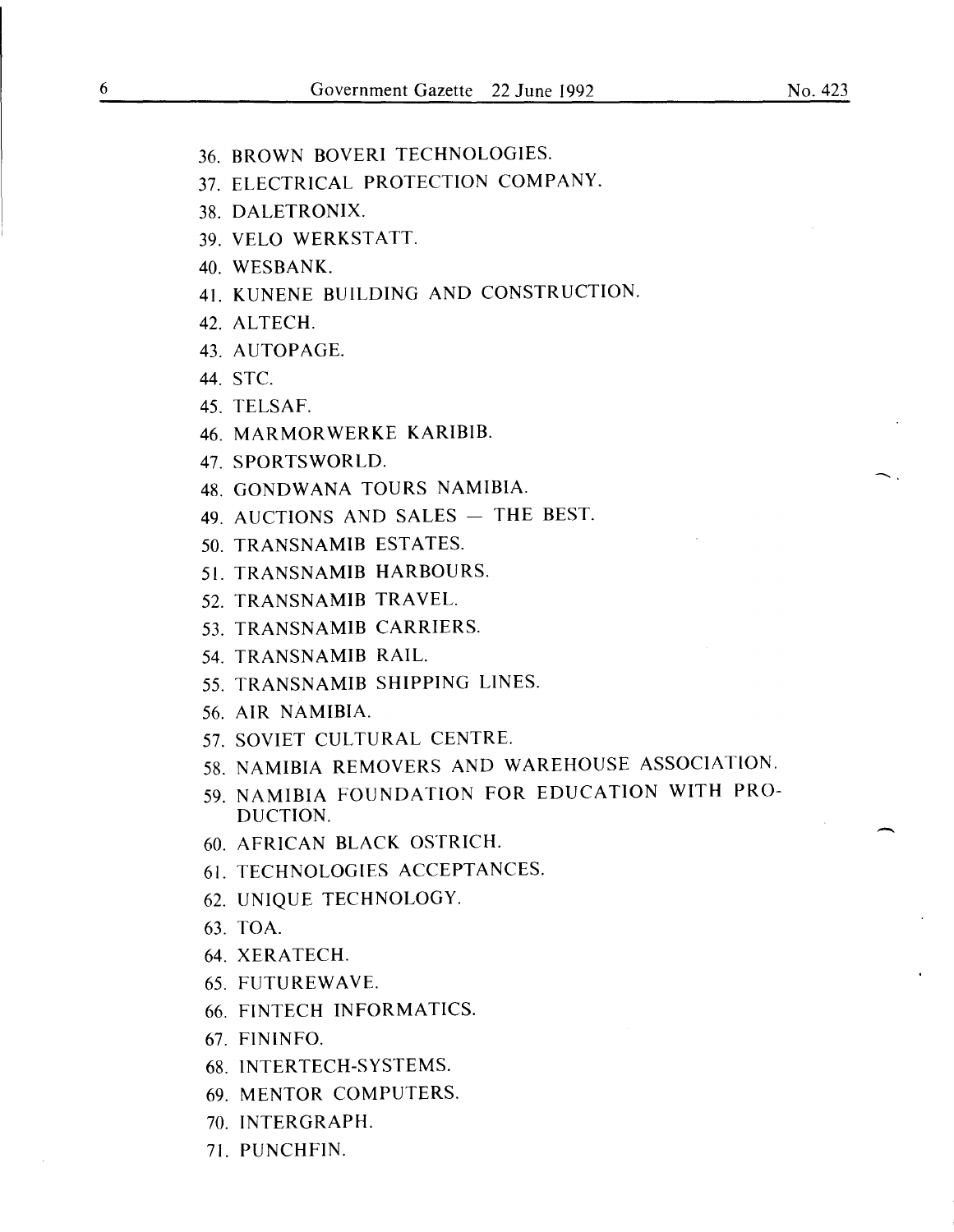36. BROWN BOVERI TECHNOLOGIES.
37. ELECTRICAL PROTECTION COMPANY.
38. DALETRONIX.
39. VELO WERKSTATT.
40. WESBANK.
41. KUNENE BUILDING AND CONSTRUCTION.
42. ALTECH.
43. AUTOPAGE.
44. STC.
45. TELSAF.
46. MARMORWERKE KARIBIB.
47. SPORTSWORLD.
48. GONDWANA TOURS NAMIBIA.
49. AUCTIONS AND SALES — THE BEST.
50. TRANSNAMIB ESTATES.
51. TRANSNAMIB HARBOURS.
52. TRANSNAMIB TRAVEL.
53. TRANSNAMIB CARRIERS.
54. TRANSNAMIB RAIL.
55. TRANSNAMIB SHIPPING LINES.
56. AIR NAMIBIA.
57. SOVIET CULTURAL CENTRE.
58. NAMIBIA REMOVERS AND WAREHOUSE ASSOCIATION.
59. NAMIBIA FOUNDATION FOR EDUCATION WITH PRODUCTION.
60. AFRICAN BLACK OSTRICH.
61. TECHNOLOGIES ACCEPTANCES.
62. UNIQUE TECHNOLOGY.
63. TOA.
64. XERATECH.
65. FUTUREWAVE.
66. FINTECH INFORMATICS.
67. FININFO.
68. INTERTECH-SYSTEMS.
69. MENTOR COMPUTERS.
70. INTERGRAPH.
71. PUNCHFIN.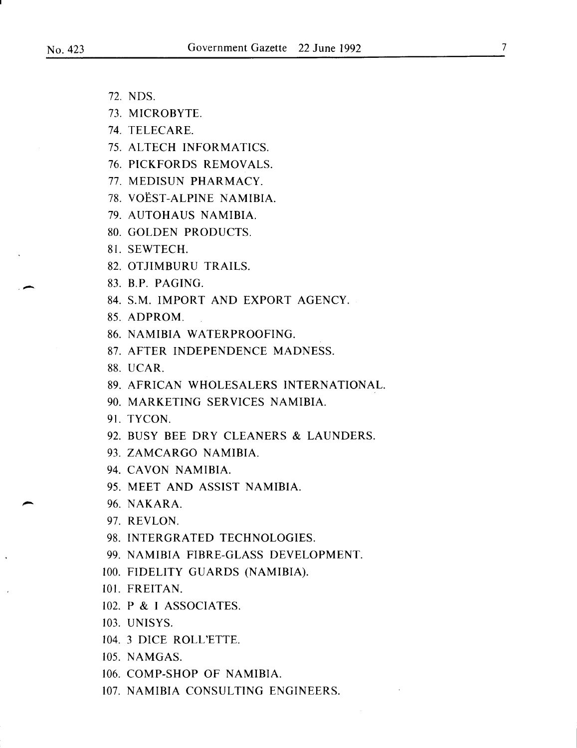72. NDS.
73. MICROBYTE.
74. TELECARE.
75. ALTECH INFORMATICS.
76. PICKFORDS REMOVALS.
77. MEDISUN PHARMACY.
78. VOËST-ALPINE NAMIBIA.
79. AUTOHAUS NAMIBIA.
80. GOLDEN PRODUCTS.
81. SEWTECH.
82. OTJIMBURU TRAILS.
83. B.P. PAGING.
84. S.M. IMPORT AND EXPORT AGENCY.
85. ADPROM.
86. NAMIBIA WATERPROOFING.
87. AFTER INDEPENDENCE MADNESS.
88. UCAR.
89. AFRICAN WHOLESALERS INTERNATIONAL.
90. MARKETING SERVICES NAMIBIA.
91. TYCON.
92. BUSY BEE DRY CLEANERS & LAUNDERS.
93. ZAMCARGO NAMIBIA.
94. CAVON NAMIBIA.
95. MEET AND ASSIST NAMIBIA.
96. NAKARA.
97. REVLON.
98. INTERGRATED TECHNOLOGIES.
99. NAMIBIA FIBRE-GLASS DEVELOPMENT.
100. FIDELITY GUARDS (NAMIBIA).
101. FREITAN.
102. P & I ASSOCIATES.
103. UNISYS.
104. 3 DICE ROLL'ETTE.
105. NAMGAS.
106. COMP-SHOP OF NAMIBIA.
107. NAMIBIA CONSULTING ENGINEERS.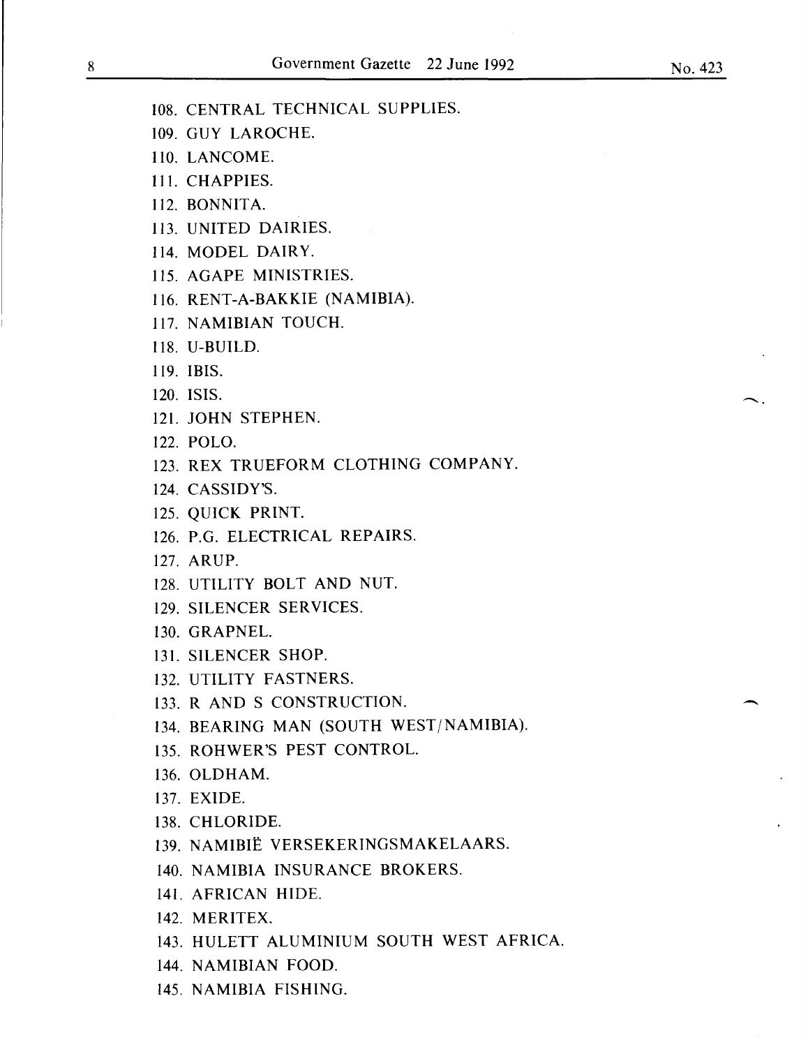108. CENTRAL TECHNICAL SUPPLIES.
109. GUY LAROCHE.
110. LANCOME.
111. CHAPPIES.
112. BONNITA.
113. UNITED DAIRIES.
114. MODEL DAIRY.
115. AGAPE MINISTRIES.
116. RENT-A-BAKKIE (NAMIBIA).
117. NAMIBIAN TOUCH.
118. U-BUILD.
119. IBIS.
120. ISIS.
121. JOHN STEPHEN.
122. POLO.
123. REX TRUEFORM CLOTHING COMPANY.
124. CASSIDY'S.
125. QUICK PRINT.
126. P.G. ELECTRICAL REPAIRS.
127. ARUP.
128. UTILITY BOLT AND NUT.
129. SILENCER SERVICES.
130. GRAPNEL.
131. SILENCER SHOP.
132. UTILITY FASTNERS.
133. R AND S CONSTRUCTION.
134. BEARING MAN (SOUTH WEST/NAMIBIA).
135. ROHWER'S PEST CONTROL.
136. OLDHAM.
137. EXIDE.
138. CHLORIDE.
139. NAMIBIË VERSEKERINGSMAKELAARS.
140. NAMIBIA INSURANCE BROKERS.
141. AFRICAN HIDE.
142. MERITEX.
143. HULETT ALUMINIUM SOUTH WEST AFRICA.
144. NAMIBIAN FOOD.
145. NAMIBIA FISHING.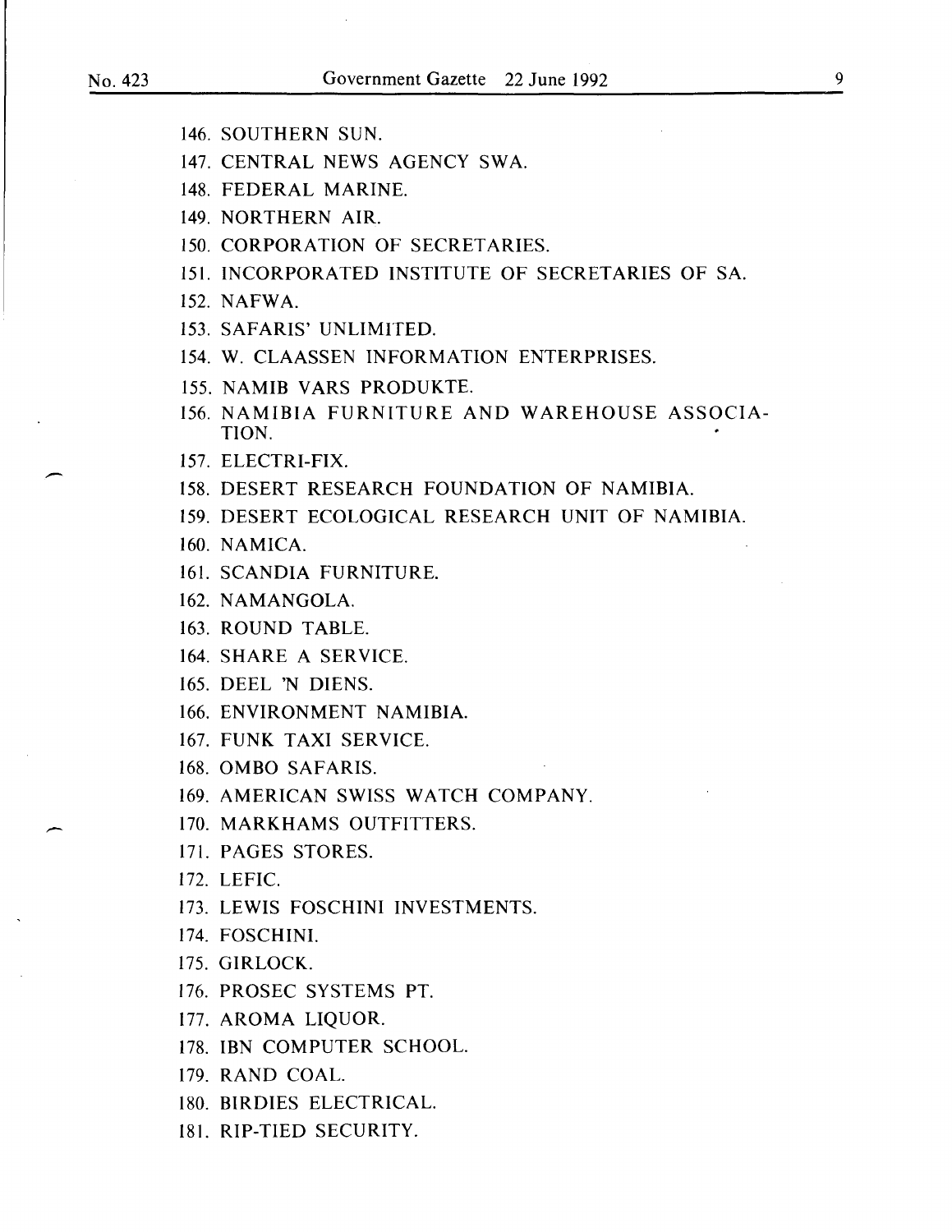146. SOUTHERN SUN.

147. CENTRAL NEWS AGENCY SWA.

148. FEDERAL MARINE.

149. NORTHERN AIR.

150. CORPORATION OF SECRETARIES.

151. INCORPORATED INSTITUTE OF SECRETARIES OF SA.

152. NAFWA.

153. SAFARIS' UNLIMITED.

154. W. CLAASSEN INFORMATION ENTERPRISES.

155. NAMIB VARS PRODUKTE.

156. NAMIBIA FURNITURE AND WAREHOUSE ASSOCIATION.

157. ELECTRI-FIX.

158. DESERT RESEARCH FOUNDATION OF NAMIBIA.

159. DESERT ECOLOGICAL RESEARCH UNIT OF NAMIBIA.

160. NAMICA.

161. SCANDIA FURNITURE.

162. NAMANGOLA.

163. ROUND TABLE.

164. SHARE A SERVICE.

165. DEEL 'N DIENS.

166. ENVIRONMENT NAMIBIA.

167. FUNK TAXI SERVICE.

168. OMBO SAFARIS.

169. AMERICAN SWISS WATCH COMPANY.

170. MARKHAMS OUTFITTERS.

171. PAGES STORES.

172. LEFIC.

173. LEWIS FOSCHINI INVESTMENTS.

174. FOSCHINI.

175. GIRLOCK.

176. PROSEC SYSTEMS PT.

177. AROMA LIQUOR.

178. IBN COMPUTER SCHOOL.

179. RAND COAL.

180. BIRDIES ELECTRICAL.

181. RIP-TIED SECURITY.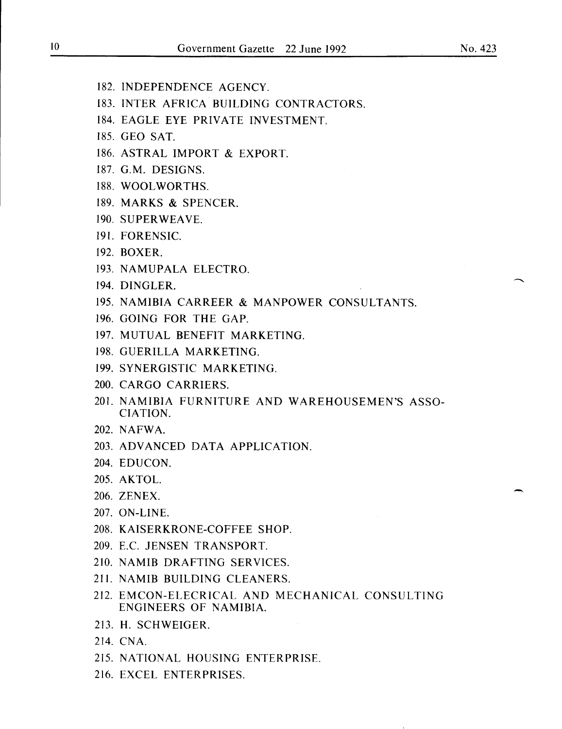182. INDEPENDENCE AGENCY.
183. INTER AFRICA BUILDING CONTRACTORS.
184. EAGLE EYE PRIVATE INVESTMENT.
185. GEO SAT.
186. ASTRAL IMPORT & EXPORT.
187. G.M. DESIGNS.
188. WOOLWORTHS.
189. MARKS & SPENCER.
190. SUPERWEAVE.
191. FORENSIC.
192. BOXER.
193. NAMUPALA ELECTRO.
194. DINGLER.
195. NAMIBIA CARREER & MANPOWER CONSULTANTS.
196. GOING FOR THE GAP.
197. MUTUAL BENEFIT MARKETING.
198. GUERILLA MARKETING.
199. SYNERGISTIC MARKETING.
200. CARGO CARRIERS.
201. NAMIBIA FURNITURE AND WAREHOUSEMEN'S ASSOCIATION.
202. NAFWA.
203. ADVANCED DATA APPLICATION.
204. EDUCON.
205. AKTOL.
206. ZENEX.
207. ON-LINE.
208. KAISERKRONE-COFFEE SHOP.
209. E.C. JENSEN TRANSPORT.
210. NAMIB DRAFTING SERVICES.
211. NAMIB BUILDING CLEANERS.
212. EMCON-ELECRICAL AND MECHANICAL CONSULTING ENGINEERS OF NAMIBIA.
213. H. SCHWEIGER.
214. CNA.
215. NATIONAL HOUSING ENTERPRISE.
216. EXCEL ENTERPRISES.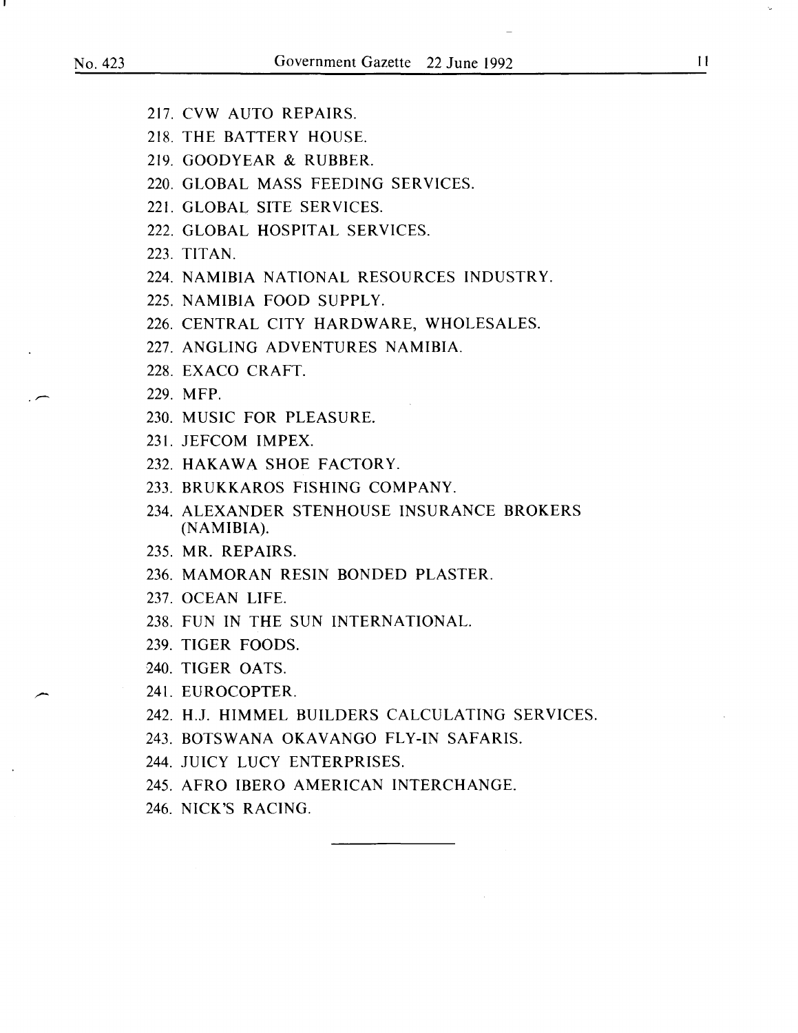217. CVW AUTO REPAIRS.

218. THE BATTERY HOUSE.

219. GOODYEAR & RUBBER.

220. GLOBAL MASS FEEDING SERVICES.

221. GLOBAL SITE SERVICES.

222. GLOBAL HOSPITAL SERVICES.

223. TITAN.

224. NAMIBIA NATIONAL RESOURCES INDUSTRY.

225. NAMIBIA FOOD SUPPLY.

226. CENTRAL CITY HARDWARE, WHOLESALES.

227. ANGLING ADVENTURES NAMIBIA.

228. EXACO CRAFT.

229. MFP.

230. MUSIC FOR PLEASURE.

231. JEFCOM IMPEX.

232. HAKAWA SHOE FACTORY.

233. BRUKKAROS FISHING COMPANY.

234. ALEXANDER STENHOUSE INSURANCE BROKERS (NAMIBIA).

235. MR. REPAIRS.

236. MAMORAN RESIN BONDED PLASTER.

237. OCEAN LIFE.

238. FUN IN THE SUN INTERNATIONAL.

239. TIGER FOODS.

240. TIGER OATS.

241. EUROCOPTER.

242. H.J. HIMMEL BUILDERS CALCULATING SERVICES.

243. BOTSWANA OKAVANGO FLY-IN SAFARIS.

244. JUICY LUCY ENTERPRISES.

245. AFRO IBERO AMERICAN INTERCHANGE.

246. NICK'S RACING.

---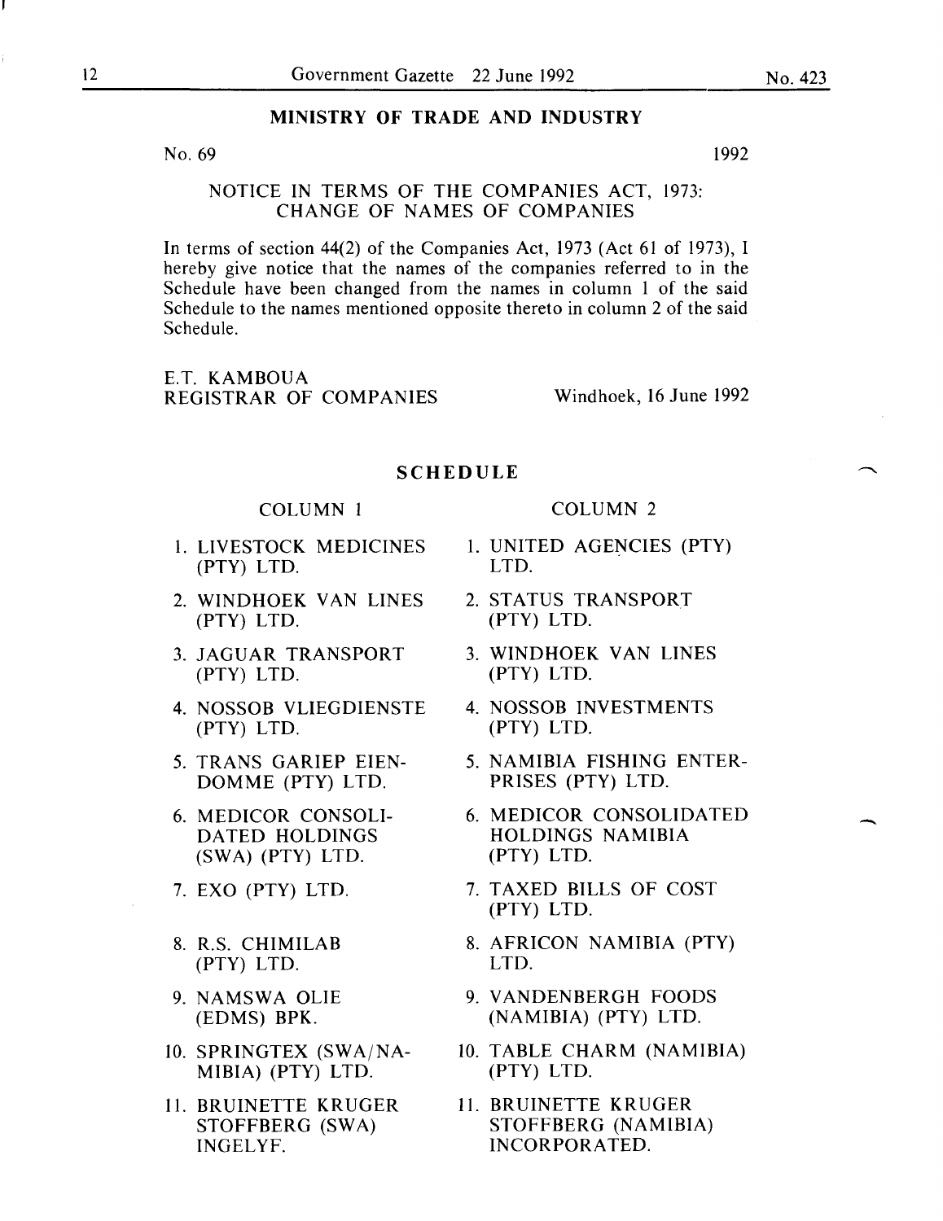## MINISTRY OF TRADE AND INDUSTRY

No. 69 1992

### NOTICE IN TERMS OF THE COMPANIES ACT, 1973: CHANGE OF NAMES OF COMPANIES

In terms of section 44(2) of the Companies Act, 1973 (Act 61 of 1973), I hereby give notice that the names of the companies referred to in the Schedule have been changed from the names in column 1 of the said Schedule to the names mentioned opposite thereto in column 2 of the said Schedule.

E.T. KAMBOUA
REGISTRAR OF COMPANIES Windhoek, 16 June 1992

### SCHEDULE

| COLUMN 1 | COLUMN 2 |
|---|---|
| 1. LIVESTOCK MEDICINES (PTY) LTD. | 1. UNITED AGENCIES (PTY) LTD. |
| 2. WINDHOEK VAN LINES (PTY) LTD. | 2. STATUS TRANSPORT (PTY) LTD. |
| 3. JAGUAR TRANSPORT (PTY) LTD. | 3. WINDHOEK VAN LINES (PTY) LTD. |
| 4. NOSSOB VLIEGDIENSTE (PTY) LTD. | 4. NOSSOB INVESTMENTS (PTY) LTD. |
| 5. TRANS GARIEP EIENDOMME (PTY) LTD. | 5. NAMIBIA FISHING ENTERPRISES (PTY) LTD. |
| 6. MEDICOR CONSOLIDATED HOLDINGS (SWA) (PTY) LTD. | 6. MEDICOR CONSOLIDATED HOLDINGS NAMIBIA (PTY) LTD. |
| 7. EXO (PTY) LTD. | 7. TAXED BILLS OF COST (PTY) LTD. |
| 8. R.S. CHIMILAB (PTY) LTD. | 8. AFRICON NAMIBIA (PTY) LTD. |
| 9. NAMSWA OLIE (EDMS) BPK. | 9. VANDENBERGH FOODS (NAMIBIA) (PTY) LTD. |
| 10. SPRINGTEX (SWA/NAMIBIA) (PTY) LTD. | 10. TABLE CHARM (NAMIBIA) (PTY) LTD. |
| 11. BRUINETTE KRUGER STOFFBERG (SWA) INGELYF. | 11. BRUINETTE KRUGER STOFFBERG (NAMIBIA) INCORPORATED. |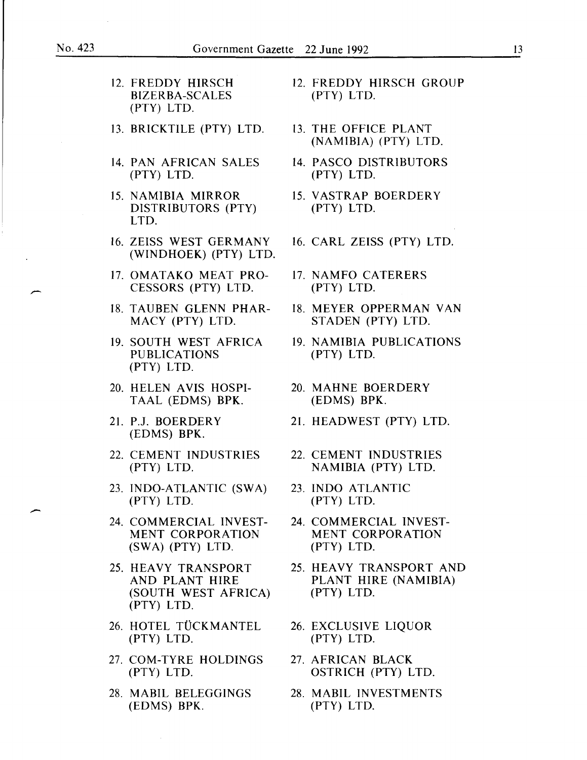| | |
|---|---|
| 12. FREDDY HIRSCH BIZERBA-SCALES (PTY) LTD. | 12. FREDDY HIRSCH GROUP (PTY) LTD. |
| 13. BRICKTILE (PTY) LTD. | 13. THE OFFICE PLANT (NAMIBIA) (PTY) LTD. |
| 14. PAN AFRICAN SALES (PTY) LTD. | 14. PASCO DISTRIBUTORS (PTY) LTD. |
| 15. NAMIBIA MIRROR DISTRIBUTORS (PTY) LTD. | 15. VASTRAP BOERDERY (PTY) LTD. |
| 16. ZEISS WEST GERMANY (WINDHOEK) (PTY) LTD. | 16. CARL ZEISS (PTY) LTD. |
| 17. OMATAKO MEAT PROCESSORS (PTY) LTD. | 17. NAMFO CATERERS (PTY) LTD. |
| 18. TAUBEN GLENN PHARMACY (PTY) LTD. | 18. MEYER OPPERMAN VAN STADEN (PTY) LTD. |
| 19. SOUTH WEST AFRICA PUBLICATIONS (PTY) LTD. | 19. NAMIBIA PUBLICATIONS (PTY) LTD. |
| 20. HELEN AVIS HOSPITAAL (EDMS) BPK. | 20. MAHNE BOERDERY (EDMS) BPK. |
| 21. P.J. BOERDERY (EDMS) BPK. | 21. HEADWEST (PTY) LTD. |
| 22. CEMENT INDUSTRIES (PTY) LTD. | 22. CEMENT INDUSTRIES NAMIBIA (PTY) LTD. |
| 23. INDO-ATLANTIC (SWA) (PTY) LTD. | 23. INDO ATLANTIC (PTY) LTD. |
| 24. COMMERCIAL INVESTMENT CORPORATION (SWA) (PTY) LTD. | 24. COMMERCIAL INVESTMENT CORPORATION (PTY) LTD. |
| 25. HEAVY TRANSPORT AND PLANT HIRE (SOUTH WEST AFRICA) (PTY) LTD. | 25. HEAVY TRANSPORT AND PLANT HIRE (NAMIBIA) (PTY) LTD. |
| 26. HOTEL TÜCKMANTEL (PTY) LTD. | 26. EXCLUSIVE LIQUOR (PTY) LTD. |
| 27. COM-TYRE HOLDINGS (PTY) LTD. | 27. AFRICAN BLACK OSTRICH (PTY) LTD. |
| 28. MABIL BELEGGINGS (EDMS) BPK. | 28. MABIL INVESTMENTS (PTY) LTD. |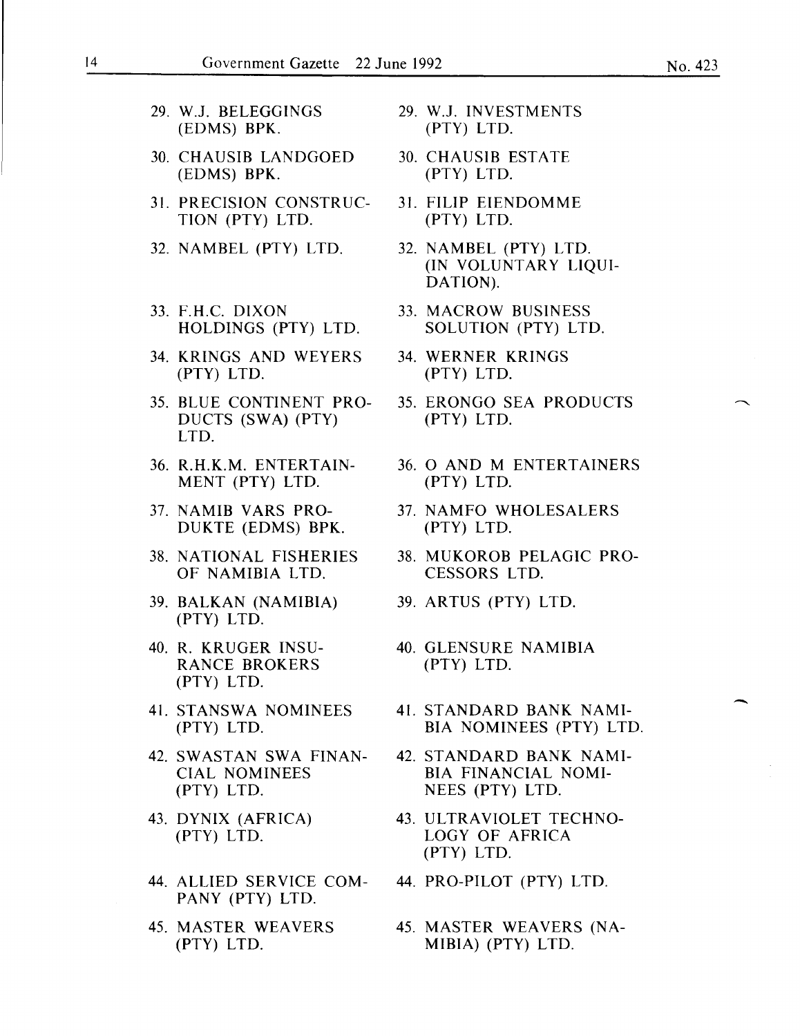| | |
|---|---|
| 29. W.J. BELEGGINGS (EDMS) BPK. | 29. W.J. INVESTMENTS (PTY) LTD. |
| 30. CHAUSIB LANDGOED (EDMS) BPK. | 30. CHAUSIB ESTATE (PTY) LTD. |
| 31. PRECISION CONSTRUCTION (PTY) LTD. | 31. FILIP EIENDOMME (PTY) LTD. |
| 32. NAMBEL (PTY) LTD. | 32. NAMBEL (PTY) LTD. (IN VOLUNTARY LIQUIDATION). |
| 33. F.H.C. DIXON HOLDINGS (PTY) LTD. | 33. MACROW BUSINESS SOLUTION (PTY) LTD. |
| 34. KRINGS AND WEYERS (PTY) LTD. | 34. WERNER KRINGS (PTY) LTD. |
| 35. BLUE CONTINENT PRODUCTS (SWA) (PTY) LTD. | 35. ERONGO SEA PRODUCTS (PTY) LTD. |
| 36. R.H.K.M. ENTERTAINMENT (PTY) LTD. | 36. O AND M ENTERTAINERS (PTY) LTD. |
| 37. NAMIB VARS PRODUKTE (EDMS) BPK. | 37. NAMFO WHOLESALERS (PTY) LTD. |
| 38. NATIONAL FISHERIES OF NAMIBIA LTD. | 38. MUKOROB PELAGIC PROCESSORS LTD. |
| 39. BALKAN (NAMIBIA) (PTY) LTD. | 39. ARTUS (PTY) LTD. |
| 40. R. KRUGER INSURANCE BROKERS (PTY) LTD. | 40. GLENSURE NAMIBIA (PTY) LTD. |
| 41. STANSWA NOMINEES (PTY) LTD. | 41. STANDARD BANK NAMIBIA NOMINEES (PTY) LTD. |
| 42. SWASTAN SWA FINANCIAL NOMINEES (PTY) LTD. | 42. STANDARD BANK NAMIBIA FINANCIAL NOMINEES (PTY) LTD. |
| 43. DYNIX (AFRICA) (PTY) LTD. | 43. ULTRAVIOLET TECHNOLOGY OF AFRICA (PTY) LTD. |
| 44. ALLIED SERVICE COMPANY (PTY) LTD. | 44. PRO-PILOT (PTY) LTD. |
| 45. MASTER WEAVERS (PTY) LTD. | 45. MASTER WEAVERS (NAMIBIA) (PTY) LTD. |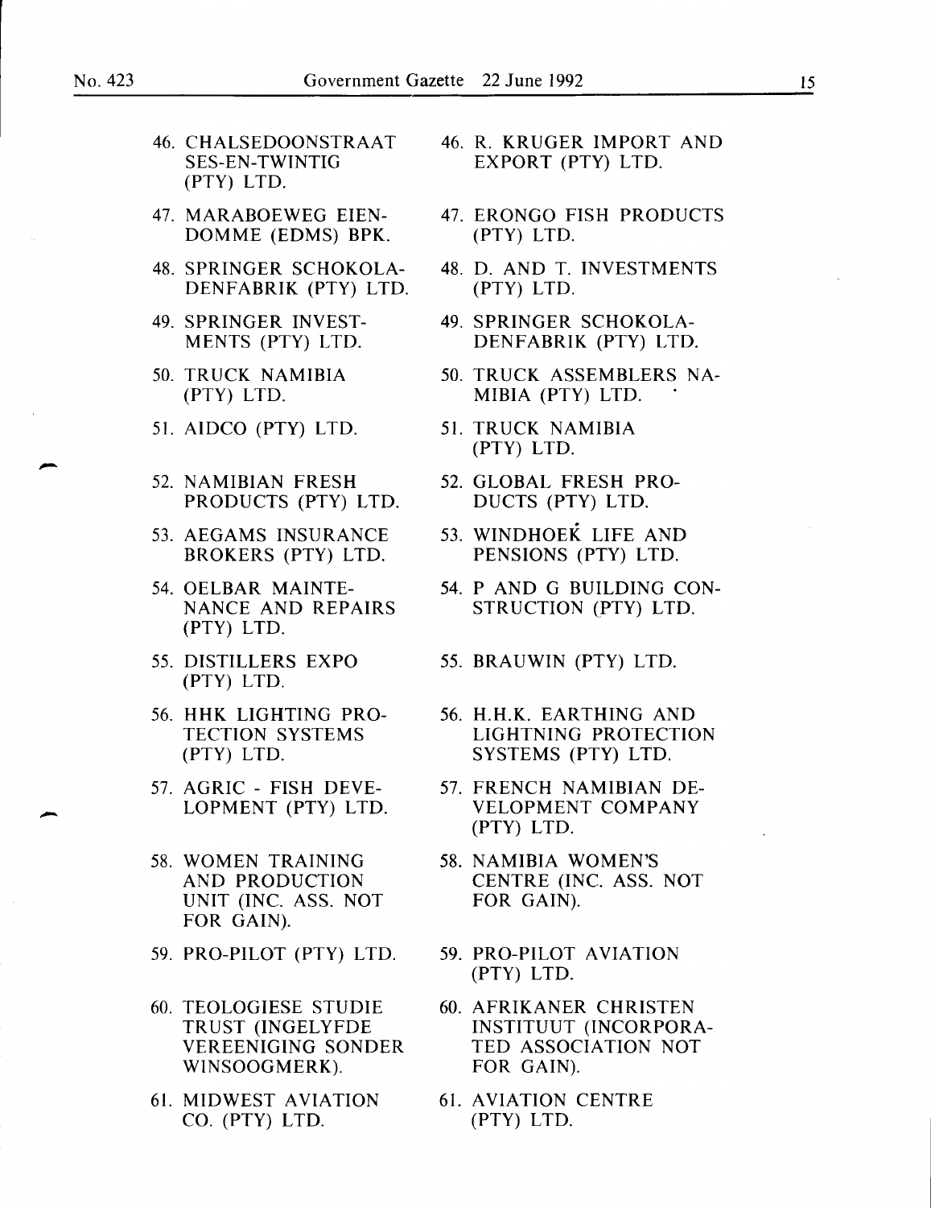| | |
|---|---|
| 46. CHALSEDOONSTRAAT SES-EN-TWINTIG (PTY) LTD. | 46. R. KRUGER IMPORT AND EXPORT (PTY) LTD. |
| 47. MARABOEWEG EIENDOMME (EDMS) BPK. | 47. ERONGO FISH PRODUCTS (PTY) LTD. |
| 48. SPRINGER SCHOKOLADENFABRIK (PTY) LTD. | 48. D. AND T. INVESTMENTS (PTY) LTD. |
| 49. SPRINGER INVESTMENTS (PTY) LTD. | 49. SPRINGER SCHOKOLADENFABRIK (PTY) LTD. |
| 50. TRUCK NAMIBIA (PTY) LTD. | 50. TRUCK ASSEMBLERS NAMIBIA (PTY) LTD. |
| 51. AIDCO (PTY) LTD. | 51. TRUCK NAMIBIA (PTY) LTD. |
| 52. NAMIBIAN FRESH PRODUCTS (PTY) LTD. | 52. GLOBAL FRESH PRODUCTS (PTY) LTD. |
| 53. AEGAMS INSURANCE BROKERS (PTY) LTD. | 53. WINDHOEK LIFE AND PENSIONS (PTY) LTD. |
| 54. OELBAR MAINTENANCE AND REPAIRS (PTY) LTD. | 54. P AND G BUILDING CONSTRUCTION (PTY) LTD. |
| 55. DISTILLERS EXPO (PTY) LTD. | 55. BRAUWIN (PTY) LTD. |
| 56. HHK LIGHTING PROTECTION SYSTEMS (PTY) LTD. | 56. H.H.K. EARTHING AND LIGHTNING PROTECTION SYSTEMS (PTY) LTD. |
| 57. AGRIC - FISH DEVELOPMENT (PTY) LTD. | 57. FRENCH NAMIBIAN DEVELOPMENT COMPANY (PTY) LTD. |
| 58. WOMEN TRAINING AND PRODUCTION UNIT (INC. ASS. NOT FOR GAIN). | 58. NAMIBIA WOMEN'S CENTRE (INC. ASS. NOT FOR GAIN). |
| 59. PRO-PILOT (PTY) LTD. | 59. PRO-PILOT AVIATION (PTY) LTD. |
| 60. TEOLOGIESE STUDIE TRUST (INGELYFDE VEREENIGING SONDER WINSOOGMERK). | 60. AFRIKANER CHRISTEN INSTITUUT (INCORPORATED ASSOCIATION NOT FOR GAIN). |
| 61. MIDWEST AVIATION CO. (PTY) LTD. | 61. AVIATION CENTRE (PTY) LTD. |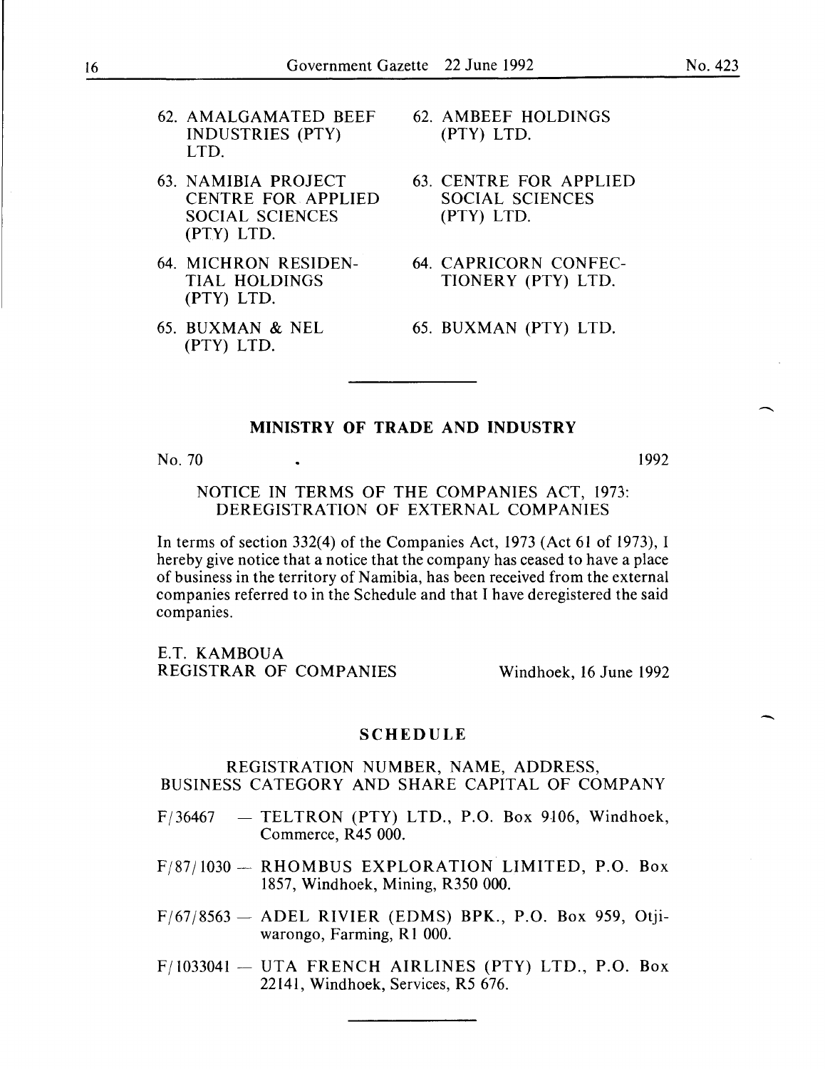| | |
|---|---|
| 62. AMALGAMATED BEEF INDUSTRIES (PTY) LTD. | 62. AMBEEF HOLDINGS (PTY) LTD. |
| 63. NAMIBIA PROJECT CENTRE FOR APPLIED SOCIAL SCIENCES (PTY) LTD. | 63. CENTRE FOR APPLIED SOCIAL SCIENCES (PTY) LTD. |
| 64. MICHRON RESIDENTIAL HOLDINGS (PTY) LTD. | 64. CAPRICORN CONFECTIONERY (PTY) LTD. |
| 65. BUXMAN & NEL (PTY) LTD. | 65. BUXMAN (PTY) LTD. |

---

## MINISTRY OF TRADE AND INDUSTRY

No. 70 1992

NOTICE IN TERMS OF THE COMPANIES ACT, 1973: DEREGISTRATION OF EXTERNAL COMPANIES

In terms of section 332(4) of the Companies Act, 1973 (Act 61 of 1973), I hereby give notice that a notice that the company has ceased to have a place of business in the territory of Namibia, has been received from the external companies referred to in the Schedule and that I have deregistered the said companies.

E.T. KAMBOUA
REGISTRAR OF COMPANIES Windhoek, 16 June 1992

### SCHEDULE

REGISTRATION NUMBER, NAME, ADDRESS, BUSINESS CATEGORY AND SHARE CAPITAL OF COMPANY

F/36467 — TELTRON (PTY) LTD., P.O. Box 9106, Windhoek, Commerce, R45 000.

F/87/1030 — RHOMBUS EXPLORATION LIMITED, P.O. Box 1857, Windhoek, Mining, R350 000.

F/67/8563 — ADEL RIVIER (EDMS) BPK., P.O. Box 959, Otjiwarongo, Farming, R1 000.

F/1033041 — UTA FRENCH AIRLINES (PTY) LTD., P.O. Box 22141, Windhoek, Services, R5 676.

---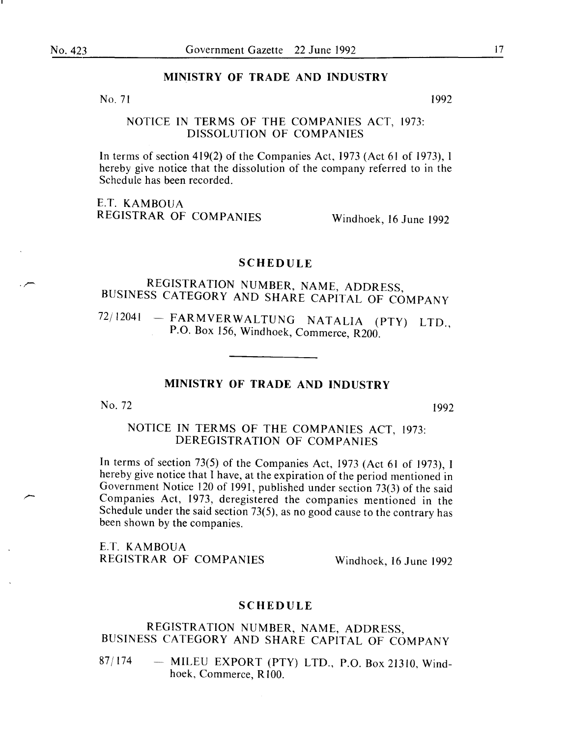## MINISTRY OF TRADE AND INDUSTRY

No. 71 1992

### NOTICE IN TERMS OF THE COMPANIES ACT, 1973: DISSOLUTION OF COMPANIES

In terms of section 419(2) of the Companies Act, 1973 (Act 61 of 1973), I hereby give notice that the dissolution of the company referred to in the Schedule has been recorded.

E.T. KAMBOUA
REGISTRAR OF COMPANIES

Windhoek, 16 June 1992

### SCHEDULE

REGISTRATION NUMBER, NAME, ADDRESS, BUSINESS CATEGORY AND SHARE CAPITAL OF COMPANY

72/12041 — FARMVERWALTUNG NATALIA (PTY) LTD., P.O. Box 156, Windhoek, Commerce, R200.

---

## MINISTRY OF TRADE AND INDUSTRY

No. 72 1992

### NOTICE IN TERMS OF THE COMPANIES ACT, 1973: DEREGISTRATION OF COMPANIES

In terms of section 73(5) of the Companies Act, 1973 (Act 61 of 1973), I hereby give notice that I have, at the expiration of the period mentioned in Government Notice 120 of 1991, published under section 73(3) of the said Companies Act, 1973, deregistered the companies mentioned in the Schedule under the said section 73(5), as no good cause to the contrary has been shown by the companies.

E.T. KAMBOUA
REGISTRAR OF COMPANIES

Windhoek, 16 June 1992

### SCHEDULE

REGISTRATION NUMBER, NAME, ADDRESS, BUSINESS CATEGORY AND SHARE CAPITAL OF COMPANY

87/174 — MILEU EXPORT (PTY) LTD., P.O. Box 21310, Windhoek, Commerce, R100.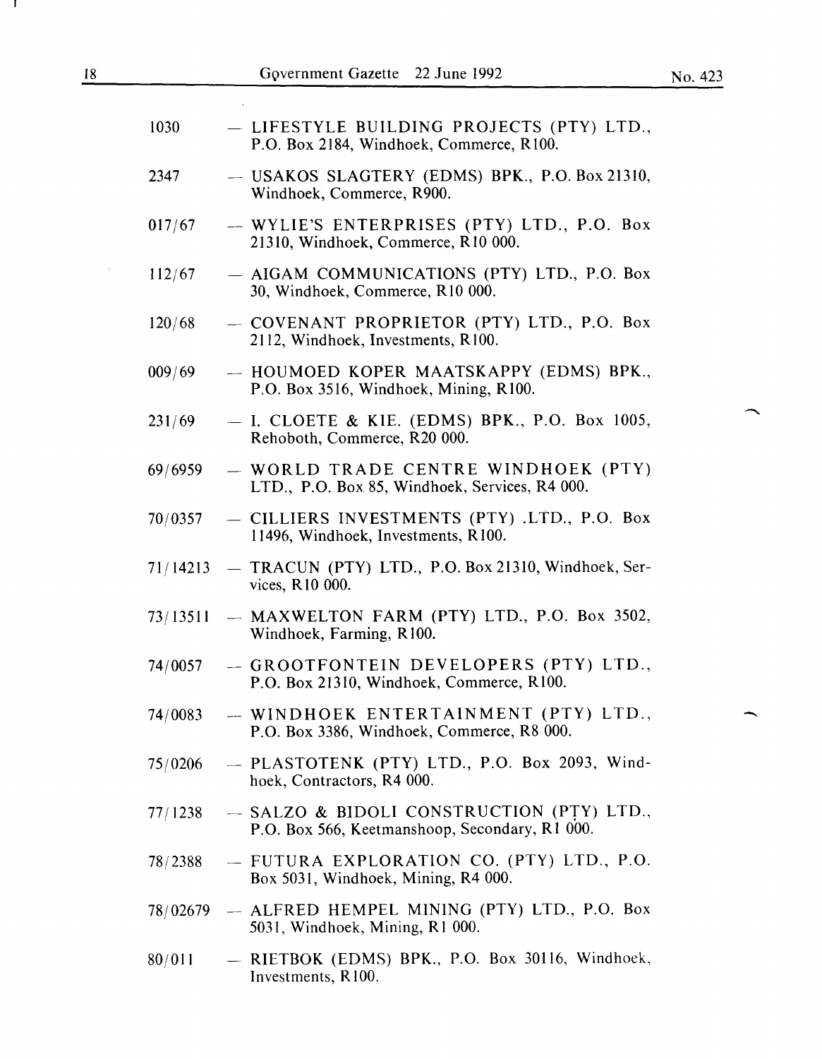1030 — LIFESTYLE BUILDING PROJECTS (PTY) LTD., P.O. Box 2184, Windhoek, Commerce, R100.

2347 — USAKOS SLAGTERY (EDMS) BPK., P.O. Box 21310, Windhoek, Commerce, R900.

017/67 — WYLIE'S ENTERPRISES (PTY) LTD., P.O. Box 21310, Windhoek, Commerce, R10 000.

112/67 — AIGAM COMMUNICATIONS (PTY) LTD., P.O. Box 30, Windhoek, Commerce, R10 000.

120/68 — COVENANT PROPRIETOR (PTY) LTD., P.O. Box 2112, Windhoek, Investments, R100.

009/69 — HOUMOED KOPER MAATSKAPPY (EDMS) BPK., P.O. Box 3516, Windhoek, Mining, R100.

231/69 — I. CLOETE & KIE. (EDMS) BPK., P.O. Box 1005, Rehoboth, Commerce, R20 000.

69/6959 — WORLD TRADE CENTRE WINDHOEK (PTY) LTD., P.O. Box 85, Windhoek, Services, R4 000.

70/0357 — CILLIERS INVESTMENTS (PTY) .LTD., P.O. Box 11496, Windhoek, Investments, R100.

71/14213 — TRACUN (PTY) LTD., P.O. Box 21310, Windhoek, Services, R10 000.

73/13511 — MAXWELTON FARM (PTY) LTD., P.O. Box 3502, Windhoek, Farming, R100.

74/0057 — GROOTFONTEIN DEVELOPERS (PTY) LTD., P.O. Box 21310, Windhoek, Commerce, R100.

74/0083 — WINDHOEK ENTERTAINMENT (PTY) LTD., P.O. Box 3386, Windhoek, Commerce, R8 000.

75/0206 — PLASTOTENK (PTY) LTD., P.O. Box 2093, Windhoek, Contractors, R4 000.

77/1238 — SALZO & BIDOLI CONSTRUCTION (PTY) LTD., P.O. Box 566, Keetmanshoop, Secondary, R1 000.

78/2388 — FUTURA EXPLORATION CO. (PTY) LTD., P.O. Box 5031, Windhoek, Mining, R4 000.

78/02679 — ALFRED HEMPEL MINING (PTY) LTD., P.O. Box 5031, Windhoek, Mining, R1 000.

80/011 — RIETBOK (EDMS) BPK., P.O. Box 30116, Windhoek, Investments, R100.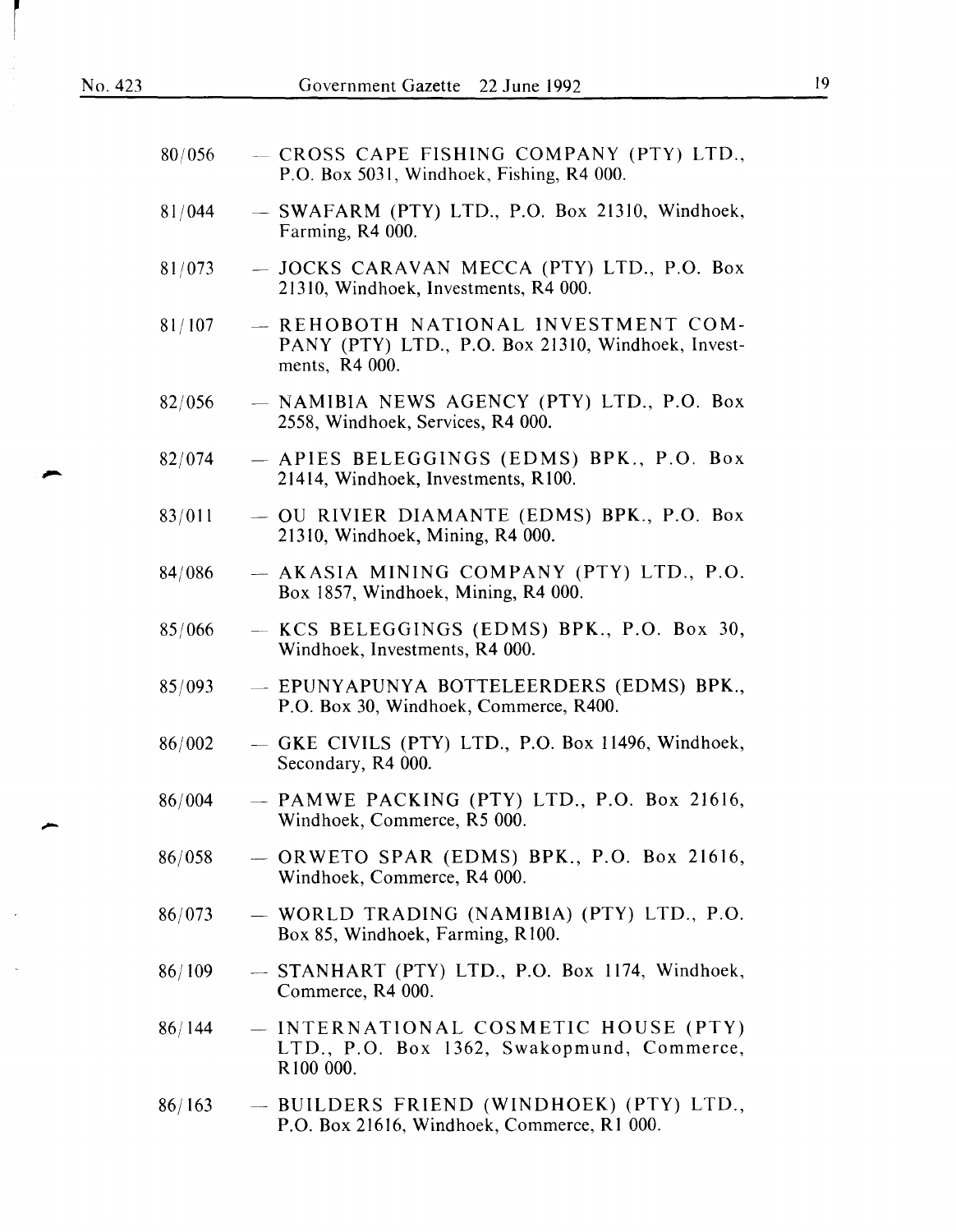80/056 — CROSS CAPE FISHING COMPANY (PTY) LTD., P.O. Box 5031, Windhoek, Fishing, R4 000.

81/044 — SWAFARM (PTY) LTD., P.O. Box 21310, Windhoek, Farming, R4 000.

81/073 — JOCKS CARAVAN MECCA (PTY) LTD., P.O. Box 21310, Windhoek, Investments, R4 000.

81/107 — REHOBOTH NATIONAL INVESTMENT COMPANY (PTY) LTD., P.O. Box 21310, Windhoek, Investments, R4 000.

82/056 — NAMIBIA NEWS AGENCY (PTY) LTD., P.O. Box 2558, Windhoek, Services, R4 000.

82/074 — APIES BELEGGINGS (EDMS) BPK., P.O. Box 21414, Windhoek, Investments, R100.

83/011 — OU RIVIER DIAMANTE (EDMS) BPK., P.O. Box 21310, Windhoek, Mining, R4 000.

84/086 — AKASIA MINING COMPANY (PTY) LTD., P.O. Box 1857, Windhoek, Mining, R4 000.

85/066 — KCS BELEGGINGS (EDMS) BPK., P.O. Box 30, Windhoek, Investments, R4 000.

85/093 — EPUNYAPUNYA BOTTELEERDERS (EDMS) BPK., P.O. Box 30, Windhoek, Commerce, R400.

86/002 — GKE CIVILS (PTY) LTD., P.O. Box 11496, Windhoek, Secondary, R4 000.

86/004 — PAMWE PACKING (PTY) LTD., P.O. Box 21616, Windhoek, Commerce, R5 000.

86/058 — ORWETO SPAR (EDMS) BPK., P.O. Box 21616, Windhoek, Commerce, R4 000.

86/073 — WORLD TRADING (NAMIBIA) (PTY) LTD., P.O. Box 85, Windhoek, Farming, R100.

86/109 — STANHART (PTY) LTD., P.O. Box 1174, Windhoek, Commerce, R4 000.

86/144 — INTERNATIONAL COSMETIC HOUSE (PTY) LTD., P.O. Box 1362, Swakopmund, Commerce, R100 000.

86/163 — BUILDERS FRIEND (WINDHOEK) (PTY) LTD., P.O. Box 21616, Windhoek, Commerce, R1 000.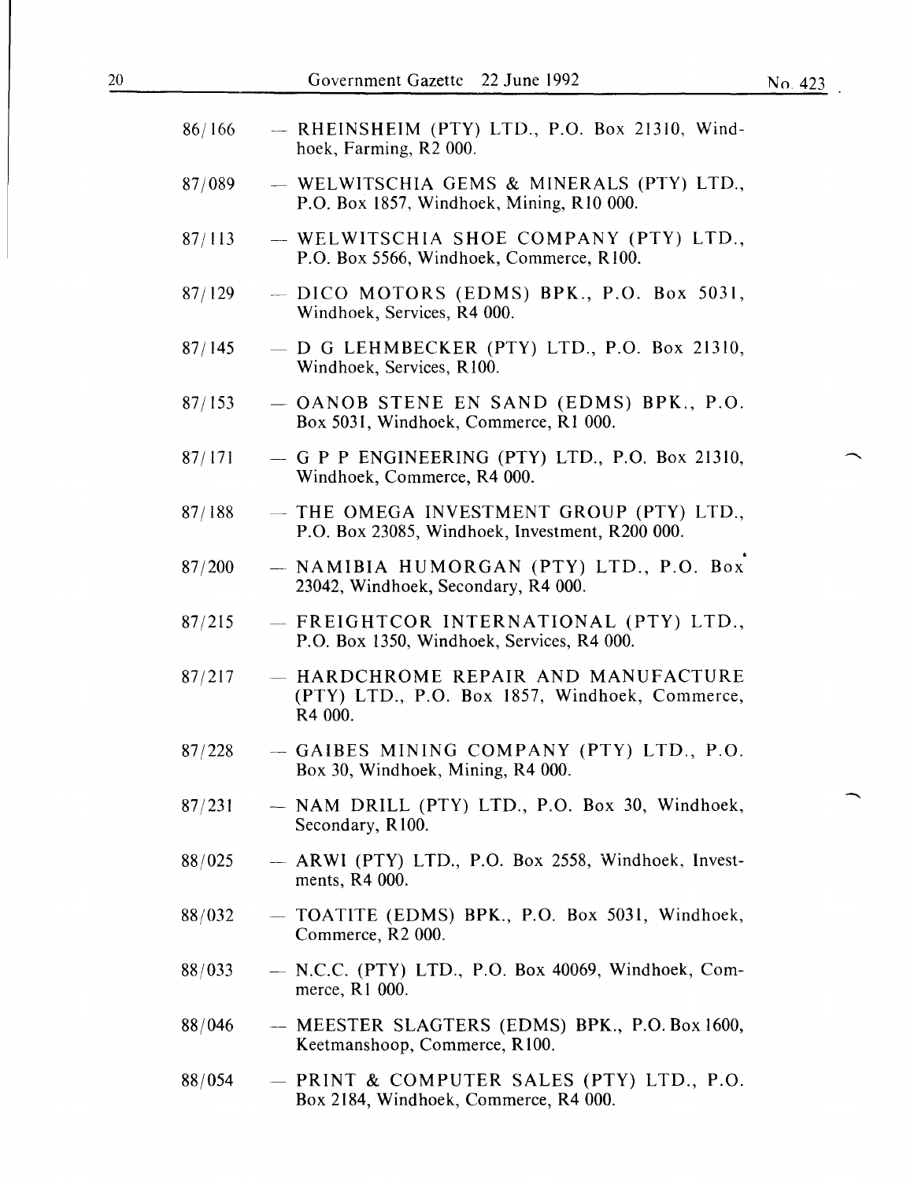86/166 — RHEINSHEIM (PTY) LTD., P.O. Box 21310, Windhoek, Farming, R2 000.

87/089 — WELWITSCHIA GEMS & MINERALS (PTY) LTD., P.O. Box 1857, Windhoek, Mining, R10 000.

87/113 — WELWITSCHIA SHOE COMPANY (PTY) LTD., P.O. Box 5566, Windhoek, Commerce, R100.

87/129 — DICO MOTORS (EDMS) BPK., P.O. Box 5031, Windhoek, Services, R4 000.

87/145 — D G LEHMBECKER (PTY) LTD., P.O. Box 21310, Windhoek, Services, R100.

87/153 — OANOB STENE EN SAND (EDMS) BPK., P.O. Box 5031, Windhoek, Commerce, R1 000.

87/171 — G P P ENGINEERING (PTY) LTD., P.O. Box 21310, Windhoek, Commerce, R4 000.

87/188 — THE OMEGA INVESTMENT GROUP (PTY) LTD., P.O. Box 23085, Windhoek, Investment, R200 000.

87/200 — NAMIBIA HUMORGAN (PTY) LTD., P.O. Box 23042, Windhoek, Secondary, R4 000.

87/215 — FREIGHTCOR INTERNATIONAL (PTY) LTD., P.O. Box 1350, Windhoek, Services, R4 000.

87/217 — HARDCHROME REPAIR AND MANUFACTURE (PTY) LTD., P.O. Box 1857, Windhoek, Commerce, R4 000.

87/228 — GAIBES MINING COMPANY (PTY) LTD., P.O. Box 30, Windhoek, Mining, R4 000.

87/231 — NAM DRILL (PTY) LTD., P.O. Box 30, Windhoek, Secondary, R100.

88/025 — ARWI (PTY) LTD., P.O. Box 2558, Windhoek, Investments, R4 000.

88/032 — TOATITE (EDMS) BPK., P.O. Box 5031, Windhoek, Commerce, R2 000.

88/033 — N.C.C. (PTY) LTD., P.O. Box 40069, Windhoek, Commerce, R1 000.

88/046 — MEESTER SLAGTERS (EDMS) BPK., P.O. Box 1600, Keetmanshoop, Commerce, R100.

88/054 — PRINT & COMPUTER SALES (PTY) LTD., P.O. Box 2184, Windhoek, Commerce, R4 000.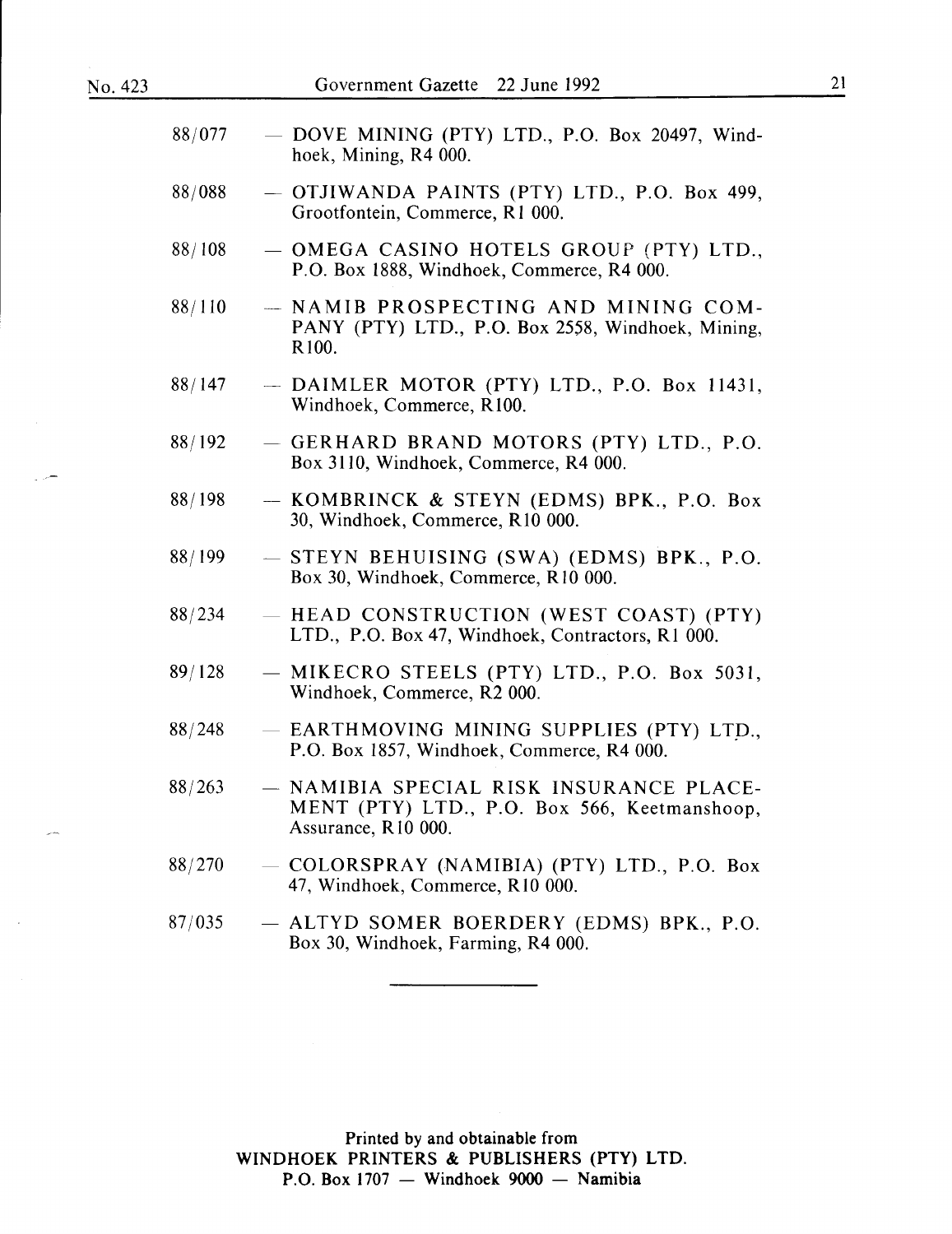88/077 — DOVE MINING (PTY) LTD., P.O. Box 20497, Windhoek, Mining, R4 000.

88/088 — OTJIWANDA PAINTS (PTY) LTD., P.O. Box 499, Grootfontein, Commerce, R1 000.

88/108 — OMEGA CASINO HOTELS GROUP (PTY) LTD., P.O. Box 1888, Windhoek, Commerce, R4 000.

88/110 — NAMIB PROSPECTING AND MINING COMPANY (PTY) LTD., P.O. Box 2558, Windhoek, Mining, R100.

88/147 — DAIMLER MOTOR (PTY) LTD., P.O. Box 11431, Windhoek, Commerce, R100.

88/192 — GERHARD BRAND MOTORS (PTY) LTD., P.O. Box 3110, Windhoek, Commerce, R4 000.

88/198 — KOMBRINCK & STEYN (EDMS) BPK., P.O. Box 30, Windhoek, Commerce, R10 000.

88/199 — STEYN BEHUISING (SWA) (EDMS) BPK., P.O. Box 30, Windhoek, Commerce, R10 000.

88/234 — HEAD CONSTRUCTION (WEST COAST) (PTY) LTD., P.O. Box 47, Windhoek, Contractors, R1 000.

89/128 — MIKECRO STEELS (PTY) LTD., P.O. Box 5031, Windhoek, Commerce, R2 000.

88/248 — EARTHMOVING MINING SUPPLIES (PTY) LTD., P.O. Box 1857, Windhoek, Commerce, R4 000.

88/263 — NAMIBIA SPECIAL RISK INSURANCE PLACEMENT (PTY) LTD., P.O. Box 566, Keetmanshoop, Assurance, R10 000.

88/270 — COLORSPRAY (NAMIBIA) (PTY) LTD., P.O. Box 47, Windhoek, Commerce, R10 000.

87/035 — ALTYD SOMER BOERDERY (EDMS) BPK., P.O. Box 30, Windhoek, Farming, R4 000.

---

**Printed by and obtainable from**
**WINDHOEK PRINTERS & PUBLISHERS (PTY) LTD.**
**P.O. Box 1707 — Windhoek 9000 — Namibia**